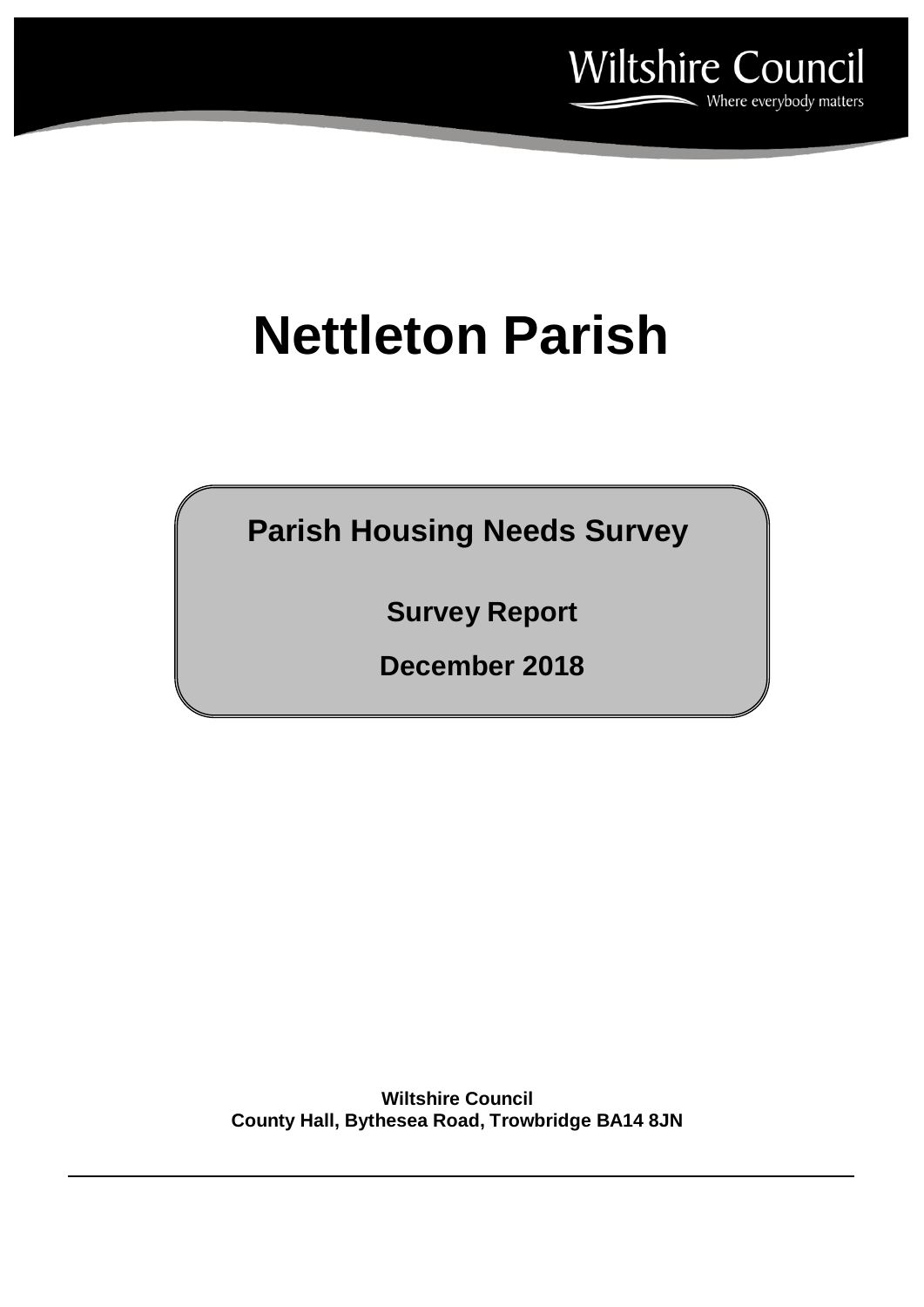Wiltshire Council

Where everybody matters

# Nettleton Parish

## Parish Housing Needs Survey

**Survey Report**

**December 2018**

**Wiltshire Council**
**County Hall, Bythesea Road, Trowbridge BA14 8JN**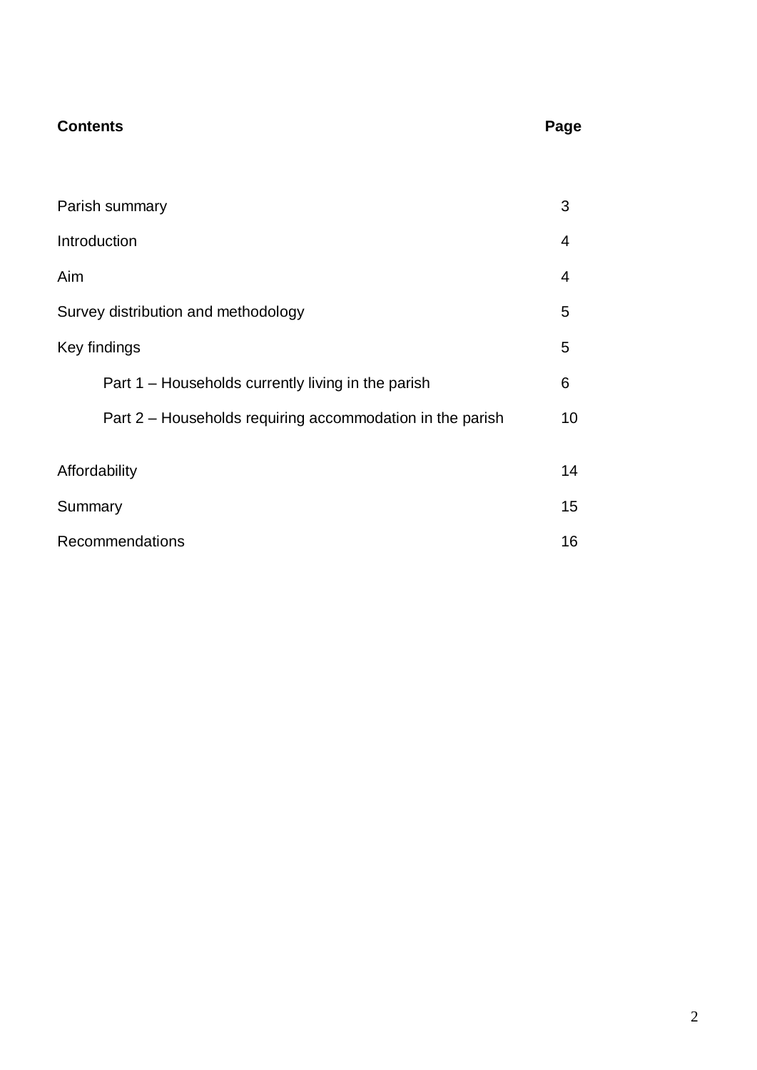## Contents

| Contents | Page |
|---|---|
| Parish summary | 3 |
| Introduction | 4 |
| Aim | 4 |
| Survey distribution and methodology | 5 |
| Key findings | 5 |
| Part 1 – Households currently living in the parish | 6 |
| Part 2 – Households requiring accommodation in the parish | 10 |
| Affordability | 14 |
| Summary | 15 |
| Recommendations | 16 |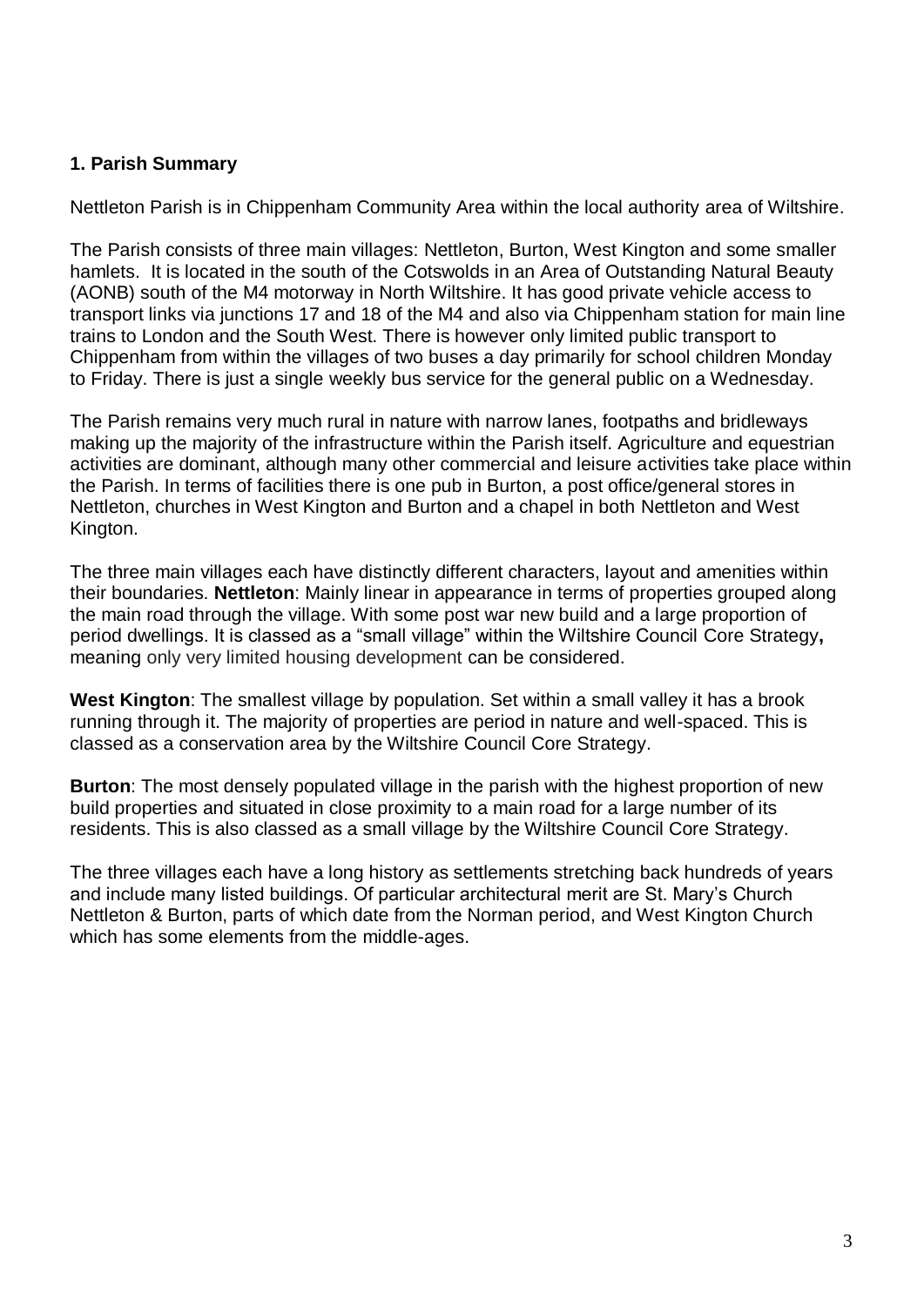## 1. Parish Summary

Nettleton Parish is in Chippenham Community Area within the local authority area of Wiltshire.

The Parish consists of three main villages: Nettleton, Burton, West Kington and some smaller hamlets. It is located in the south of the Cotswolds in an Area of Outstanding Natural Beauty (AONB) south of the M4 motorway in North Wiltshire. It has good private vehicle access to transport links via junctions 17 and 18 of the M4 and also via Chippenham station for main line trains to London and the South West. There is however only limited public transport to Chippenham from within the villages of two buses a day primarily for school children Monday to Friday. There is just a single weekly bus service for the general public on a Wednesday.

The Parish remains very much rural in nature with narrow lanes, footpaths and bridleways making up the majority of the infrastructure within the Parish itself. Agriculture and equestrian activities are dominant, although many other commercial and leisure activities take place within the Parish. In terms of facilities there is one pub in Burton, a post office/general stores in Nettleton, churches in West Kington and Burton and a chapel in both Nettleton and West Kington.

The three main villages each have distinctly different characters, layout and amenities within their boundaries. **Nettleton**: Mainly linear in appearance in terms of properties grouped along the main road through the village. With some post war new build and a large proportion of period dwellings. It is classed as a "small village" within the Wiltshire Council Core Strategy**,** meaning only very limited housing development can be considered.

**West Kington**: The smallest village by population. Set within a small valley it has a brook running through it. The majority of properties are period in nature and well-spaced. This is classed as a conservation area by the Wiltshire Council Core Strategy.

**Burton**: The most densely populated village in the parish with the highest proportion of new build properties and situated in close proximity to a main road for a large number of its residents. This is also classed as a small village by the Wiltshire Council Core Strategy.

The three villages each have a long history as settlements stretching back hundreds of years and include many listed buildings. Of particular architectural merit are St. Mary's Church Nettleton & Burton, parts of which date from the Norman period, and West Kington Church which has some elements from the middle-ages.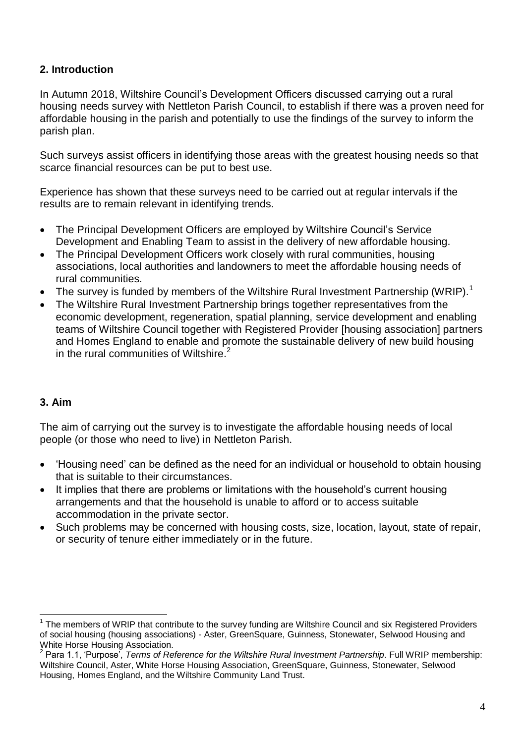## 2. Introduction

In Autumn 2018, Wiltshire Council's Development Officers discussed carrying out a rural housing needs survey with Nettleton Parish Council, to establish if there was a proven need for affordable housing in the parish and potentially to use the findings of the survey to inform the parish plan.

Such surveys assist officers in identifying those areas with the greatest housing needs so that scarce financial resources can be put to best use.

Experience has shown that these surveys need to be carried out at regular intervals if the results are to remain relevant in identifying trends.

- The Principal Development Officers are employed by Wiltshire Council's Service Development and Enabling Team to assist in the delivery of new affordable housing.
- The Principal Development Officers work closely with rural communities, housing associations, local authorities and landowners to meet the affordable housing needs of rural communities.
- The survey is funded by members of the Wiltshire Rural Investment Partnership (WRIP).[1]
- The Wiltshire Rural Investment Partnership brings together representatives from the economic development, regeneration, spatial planning, service development and enabling teams of Wiltshire Council together with Registered Provider [housing association] partners and Homes England to enable and promote the sustainable delivery of new build housing in the rural communities of Wiltshire.[2]

## 3. Aim

The aim of carrying out the survey is to investigate the affordable housing needs of local people (or those who need to live) in Nettleton Parish.

- 'Housing need' can be defined as the need for an individual or household to obtain housing that is suitable to their circumstances.
- It implies that there are problems or limitations with the household's current housing arrangements and that the household is unable to afford or to access suitable accommodation in the private sector.
- Such problems may be concerned with housing costs, size, location, layout, state of repair, or security of tenure either immediately or in the future.

---

[1] The members of WRIP that contribute to the survey funding are Wiltshire Council and six Registered Providers of social housing (housing associations) - Aster, GreenSquare, Guinness, Stonewater, Selwood Housing and White Horse Housing Association.

[2] Para 1.1, 'Purpose', *Terms of Reference for the Wiltshire Rural Investment Partnership*. Full WRIP membership: Wiltshire Council, Aster, White Horse Housing Association, GreenSquare, Guinness, Stonewater, Selwood Housing, Homes England, and the Wiltshire Community Land Trust.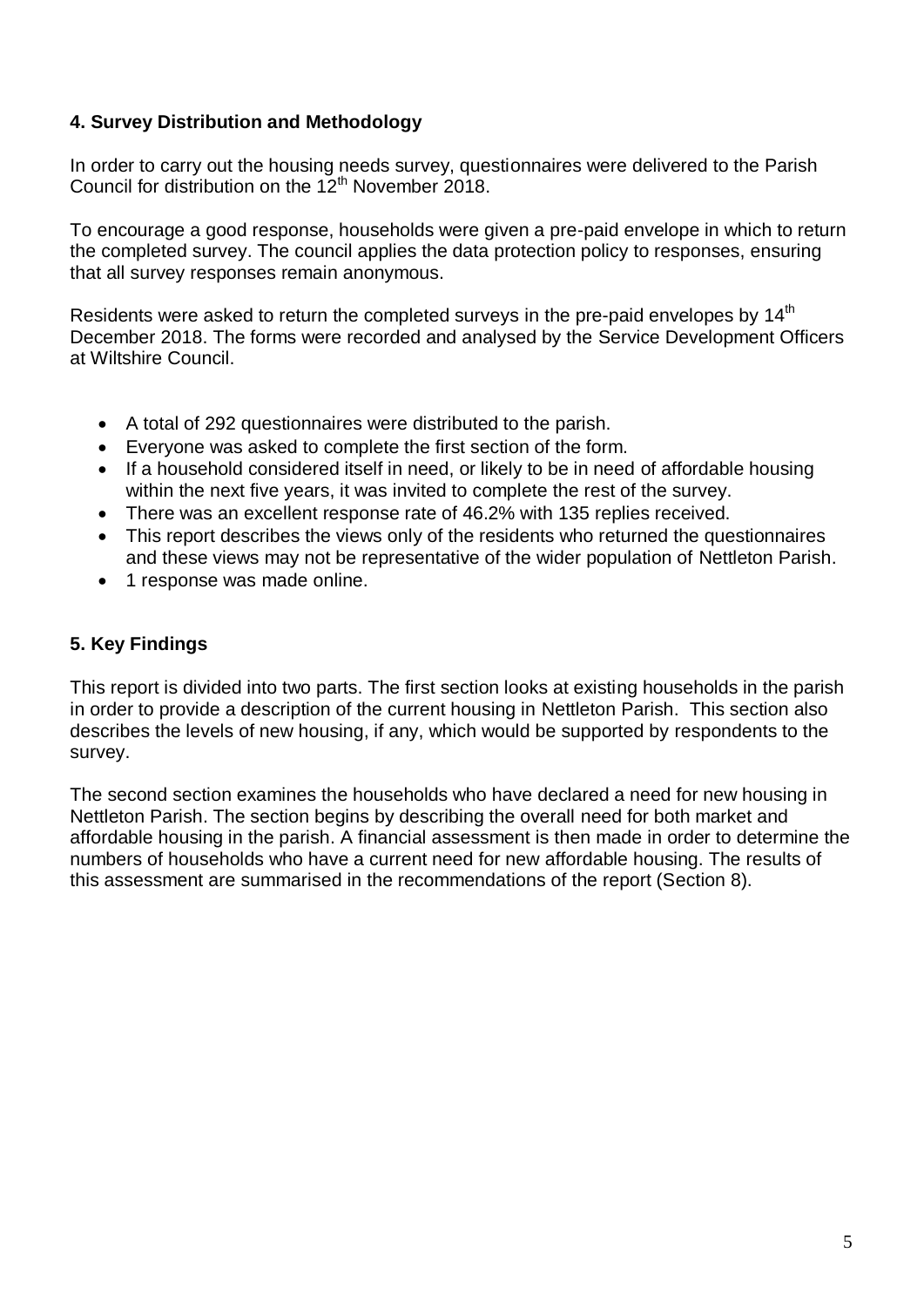## 4. Survey Distribution and Methodology

In order to carry out the housing needs survey, questionnaires were delivered to the Parish Council for distribution on the 12th November 2018.

To encourage a good response, households were given a pre-paid envelope in which to return the completed survey. The council applies the data protection policy to responses, ensuring that all survey responses remain anonymous.

Residents were asked to return the completed surveys in the pre-paid envelopes by 14th December 2018. The forms were recorded and analysed by the Service Development Officers at Wiltshire Council.

- A total of 292 questionnaires were distributed to the parish.
- Everyone was asked to complete the first section of the form.
- If a household considered itself in need, or likely to be in need of affordable housing within the next five years, it was invited to complete the rest of the survey.
- There was an excellent response rate of 46.2% with 135 replies received.
- This report describes the views only of the residents who returned the questionnaires and these views may not be representative of the wider population of Nettleton Parish.
- 1 response was made online.

## 5. Key Findings

This report is divided into two parts. The first section looks at existing households in the parish in order to provide a description of the current housing in Nettleton Parish. This section also describes the levels of new housing, if any, which would be supported by respondents to the survey.

The second section examines the households who have declared a need for new housing in Nettleton Parish. The section begins by describing the overall need for both market and affordable housing in the parish. A financial assessment is then made in order to determine the numbers of households who have a current need for new affordable housing. The results of this assessment are summarised in the recommendations of the report (Section 8).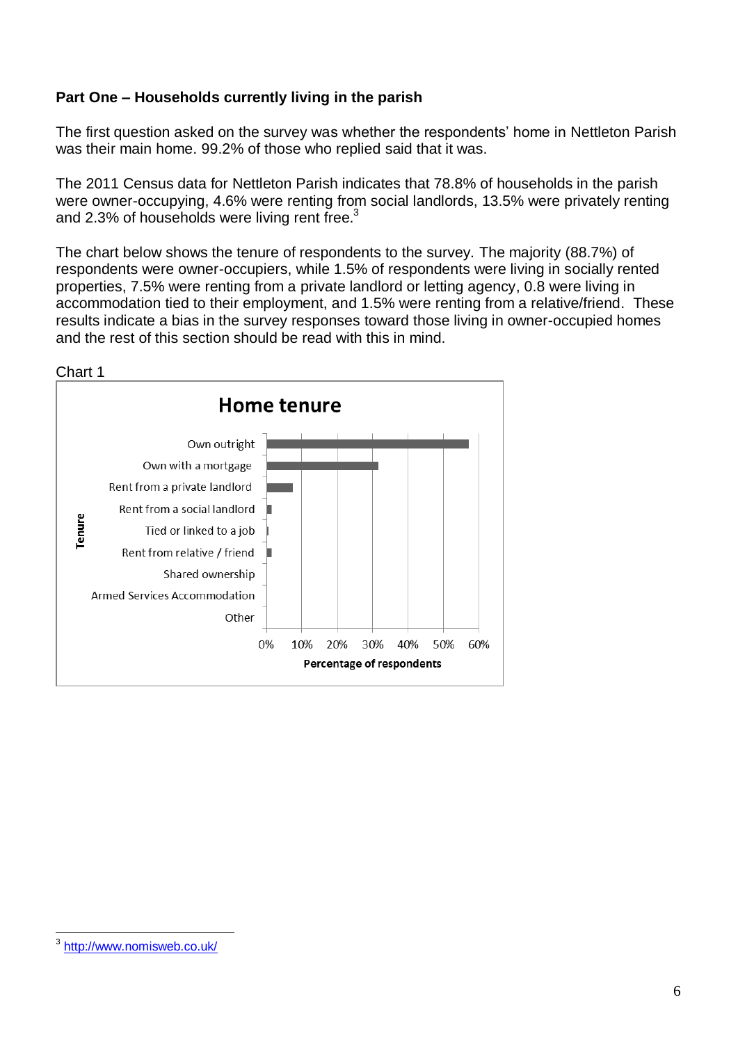**Part One – Households currently living in the parish**

The first question asked on the survey was whether the respondents' home in Nettleton Parish was their main home. 99.2% of those who replied said that it was.

The 2011 Census data for Nettleton Parish indicates that 78.8% of households in the parish were owner-occupying, 4.6% were renting from social landlords, 13.5% were privately renting and 2.3% of households were living rent free.[3]

The chart below shows the tenure of respondents to the survey. The majority (88.7%) of respondents were owner-occupiers, while 1.5% of respondents were living in socially rented properties, 7.5% were renting from a private landlord or letting agency, 0.8 were living in accommodation tied to their employment, and 1.5% were renting from a relative/friend. These results indicate a bias in the survey responses toward those living in owner-occupied homes and the rest of this section should be read with this in mind.

Chart 1

**Home tenure**

| Tenure | Percentage of respondents |
|---|---|
| Own outright | |
| Own with a mortgage | |
| Rent from a private landlord | |
| Rent from a social landlord | |
| Tied or linked to a job | |
| Rent from relative / friend | |
| Shared ownership | |
| Armed Services Accommodation | |
| Other | |

Percentage of respondents: 0% 10% 20% 30% 40% 50% 60%

[3] http://www.nomisweb.co.uk/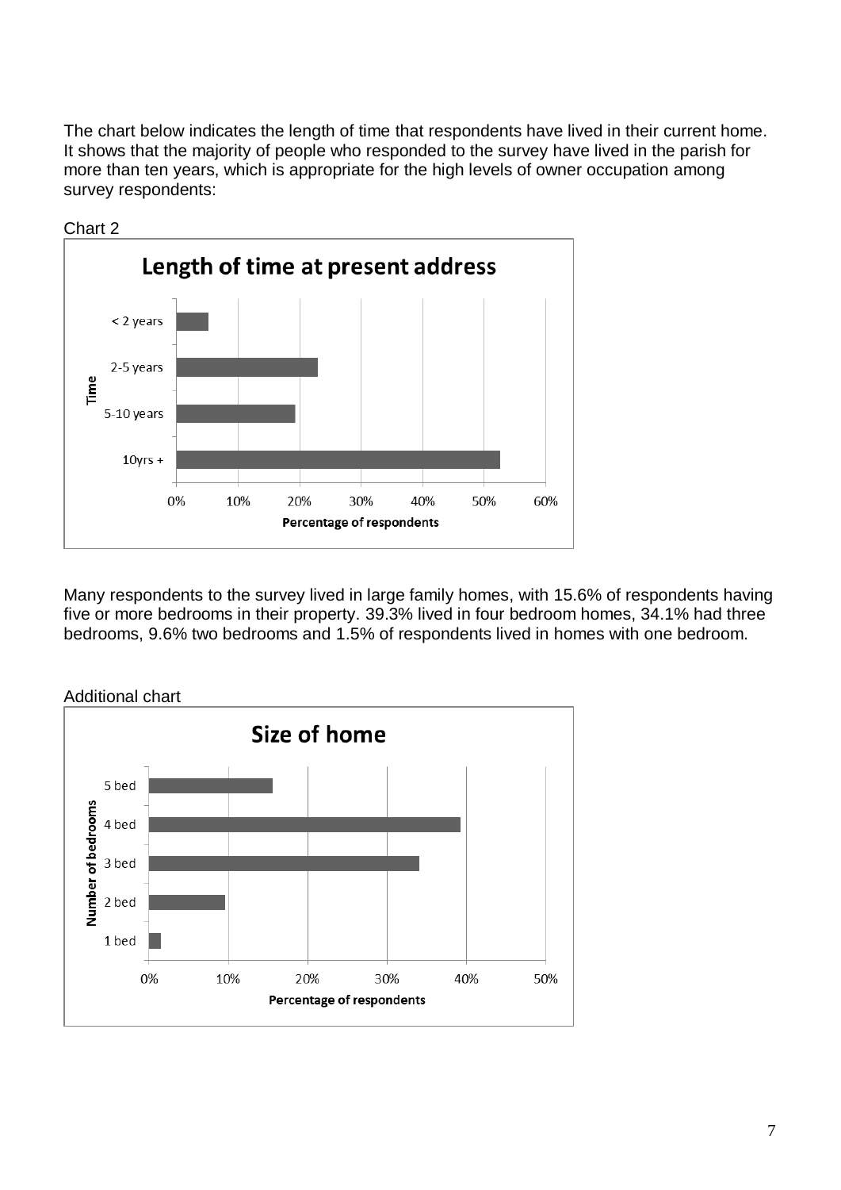The chart below indicates the length of time that respondents have lived in their current home. It shows that the majority of people who responded to the survey have lived in the parish for more than ten years, which is appropriate for the high levels of owner occupation among survey respondents:

Chart 2

Many respondents to the survey lived in large family homes, with 15.6% of respondents having five or more bedrooms in their property. 39.3% lived in four bedroom homes, 34.1% had three bedrooms, 9.6% two bedrooms and 1.5% of respondents lived in homes with one bedroom.

Additional chart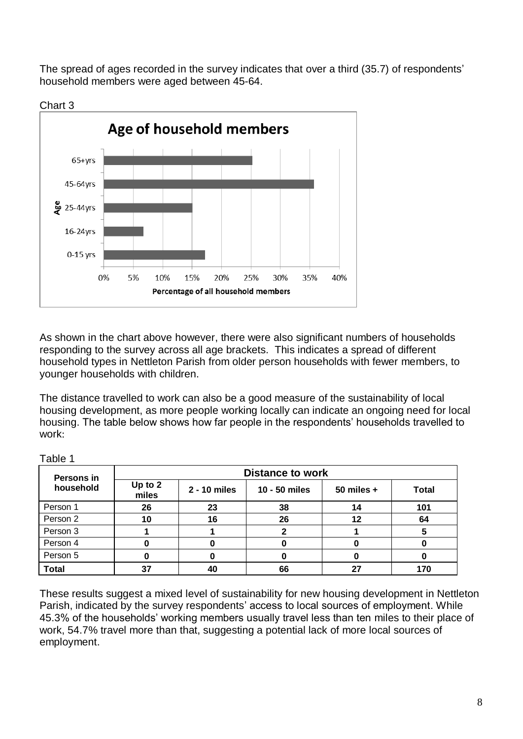The spread of ages recorded in the survey indicates that over a third (35.7) of respondents' household members were aged between 45-64.

Chart 3

As shown in the chart above however, there were also significant numbers of households responding to the survey across all age brackets. This indicates a spread of different household types in Nettleton Parish from older person households with fewer members, to younger households with children.

The distance travelled to work can also be a good measure of the sustainability of local housing development, as more people working locally can indicate an ongoing need for local housing. The table below shows how far people in the respondents' households travelled to work:

Table 1

| Persons in household | Distance to work | | | | |
|---|---|---|---|---|---|
| | **Up to 2 miles** | **2 - 10 miles** | **10 - 50 miles** | **50 miles +** | **Total** |
| Person 1 | **26** | **23** | **38** | **14** | **101** |
| Person 2 | **10** | **16** | **26** | **12** | **64** |
| Person 3 | **1** | **1** | **2** | **1** | **5** |
| Person 4 | **0** | **0** | **0** | **0** | **0** |
| Person 5 | **0** | **0** | **0** | **0** | **0** |
| **Total** | **37** | **40** | **66** | **27** | **170** |

These results suggest a mixed level of sustainability for new housing development in Nettleton Parish, indicated by the survey respondents' access to local sources of employment. While 45.3% of the households' working members usually travel less than ten miles to their place of work, 54.7% travel more than that, suggesting a potential lack of more local sources of employment.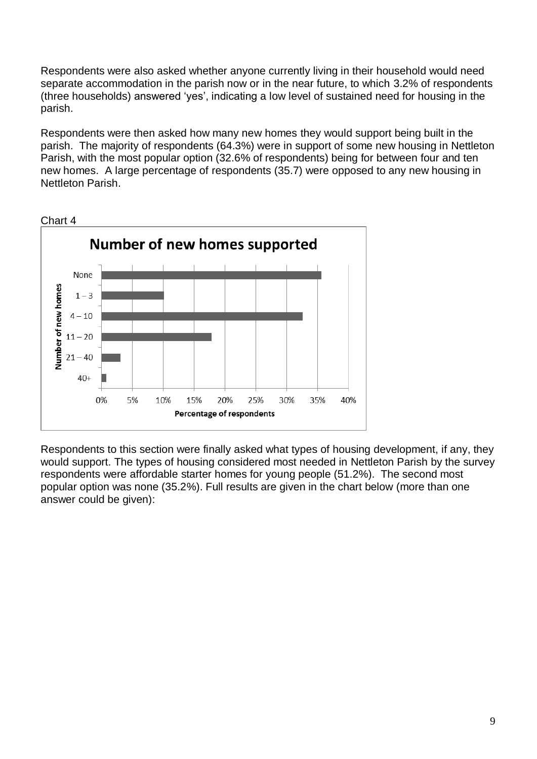Respondents were also asked whether anyone currently living in their household would need separate accommodation in the parish now or in the near future, to which 3.2% of respondents (three households) answered 'yes', indicating a low level of sustained need for housing in the parish.

Respondents were then asked how many new homes they would support being built in the parish. The majority of respondents (64.3%) were in support of some new housing in Nettleton Parish, with the most popular option (32.6% of respondents) being for between four and ten new homes. A large percentage of respondents (35.7) were opposed to any new housing in Nettleton Parish.

Chart 4

**Number of new homes supported**

| Number of new homes | Percentage of respondents |
|---|---|
| None | ~35.7% |
| 1 – 3 | ~10% |
| 4 – 10 | ~32.6% |
| 11 – 20 | ~18% |
| 21 – 40 | ~3% |
| 40+ | ~1% |

Respondents to this section were finally asked what types of housing development, if any, they would support. The types of housing considered most needed in Nettleton Parish by the survey respondents were affordable starter homes for young people (51.2%). The second most popular option was none (35.2%). Full results are given in the chart below (more than one answer could be given):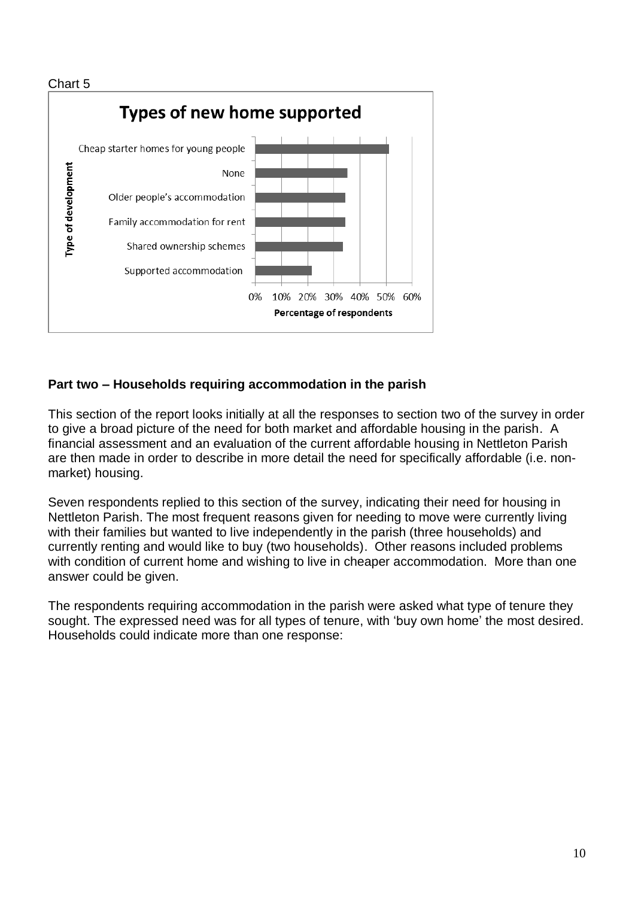Chart 5

**Types of new home supported**

**Part two – Households requiring accommodation in the parish**

This section of the report looks initially at all the responses to section two of the survey in order to give a broad picture of the need for both market and affordable housing in the parish. A financial assessment and an evaluation of the current affordable housing in Nettleton Parish are then made in order to describe in more detail the need for specifically affordable (i.e. non-market) housing.

Seven respondents replied to this section of the survey, indicating their need for housing in Nettleton Parish. The most frequent reasons given for needing to move were currently living with their families but wanted to live independently in the parish (three households) and currently renting and would like to buy (two households). Other reasons included problems with condition of current home and wishing to live in cheaper accommodation. More than one answer could be given.

The respondents requiring accommodation in the parish were asked what type of tenure they sought. The expressed need was for all types of tenure, with 'buy own home' the most desired. Households could indicate more than one response: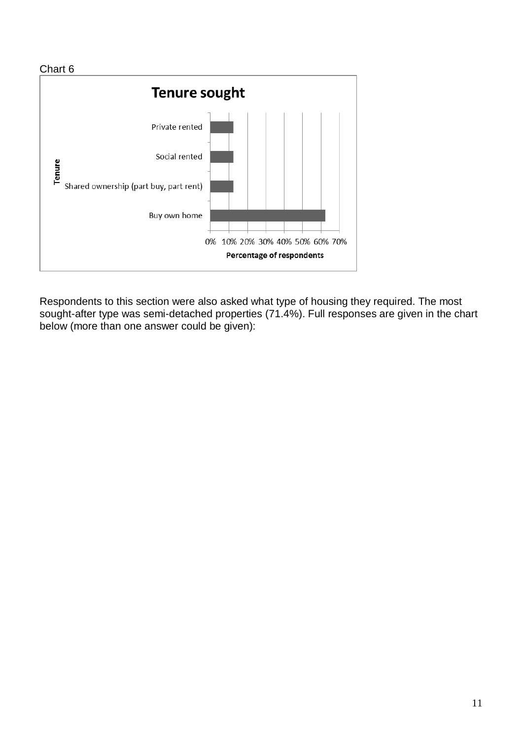Chart 6

**Tenure sought**

| Tenure | Percentage of respondents |
|---|---|
| Private rented | ~12% |
| Social rented | ~12% |
| Shared ownership (part buy, part rent) | ~12% |
| Buy own home | ~62% |

Respondents to this section were also asked what type of housing they required. The most sought-after type was semi-detached properties (71.4%). Full responses are given in the chart below (more than one answer could be given):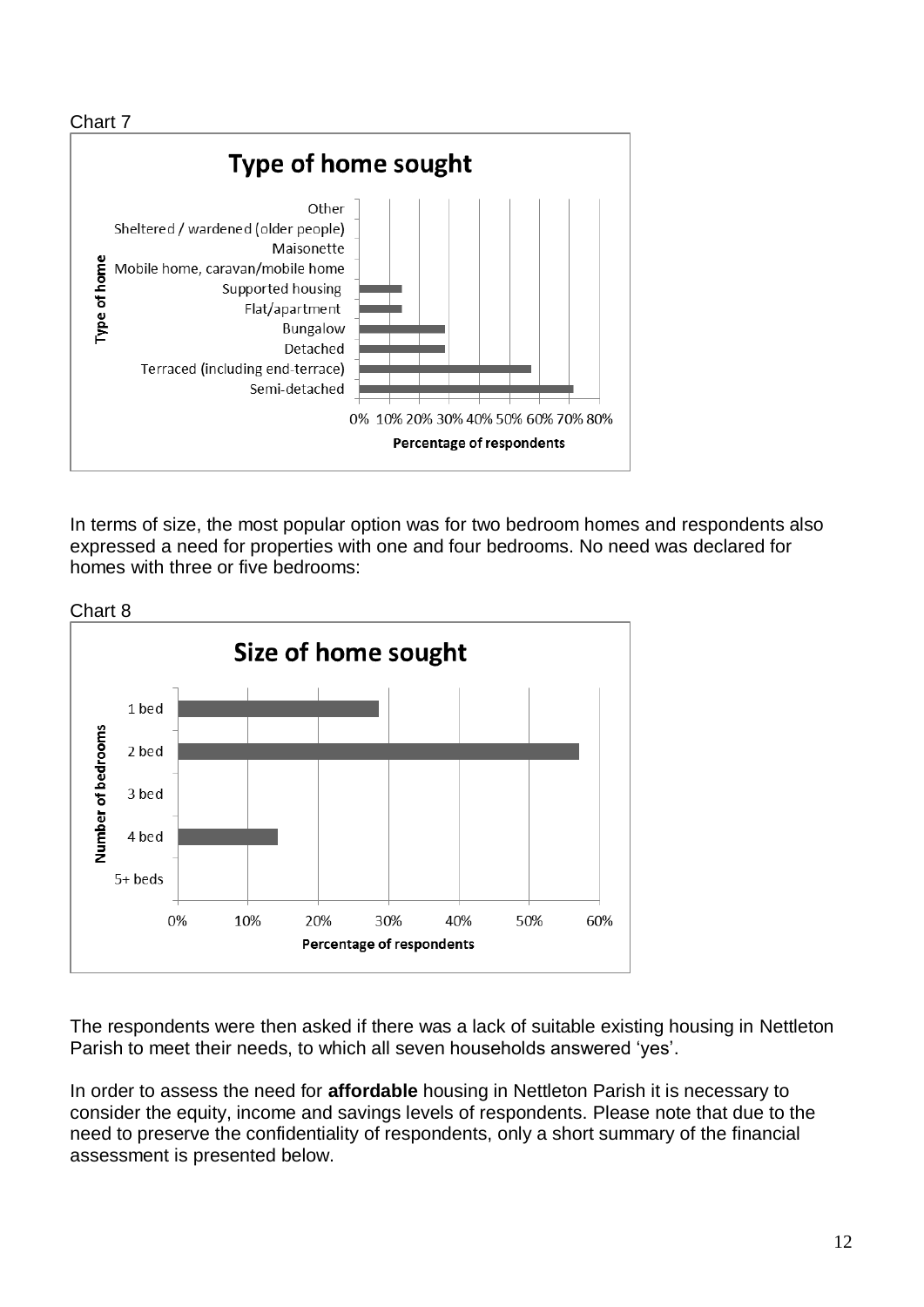Chart 7

**Type of home sought**

| Type of home | Percentage of respondents |
|---|---|
| Other | 0% |
| Sheltered / wardened (older people) | 0% |
| Maisonette | 0% |
| Mobile home, caravan/mobile home | 0% |
| Supported housing | ~14% |
| Flat/apartment | ~14% |
| Bungalow | ~29% |
| Detached | ~29% |
| Terraced (including end-terrace) | ~57% |
| Semi-detached | ~71% |

In terms of size, the most popular option was for two bedroom homes and respondents also expressed a need for properties with one and four bedrooms. No need was declared for homes with three or five bedrooms:

Chart 8

**Size of home sought**

| Number of bedrooms | Percentage of respondents |
|---|---|
| 1 bed | ~29% |
| 2 bed | ~57% |
| 3 bed | 0% |
| 4 bed | ~14% |
| 5+ beds | 0% |

The respondents were then asked if there was a lack of suitable existing housing in Nettleton Parish to meet their needs, to which all seven households answered 'yes'.

In order to assess the need for **affordable** housing in Nettleton Parish it is necessary to consider the equity, income and savings levels of respondents. Please note that due to the need to preserve the confidentiality of respondents, only a short summary of the financial assessment is presented below.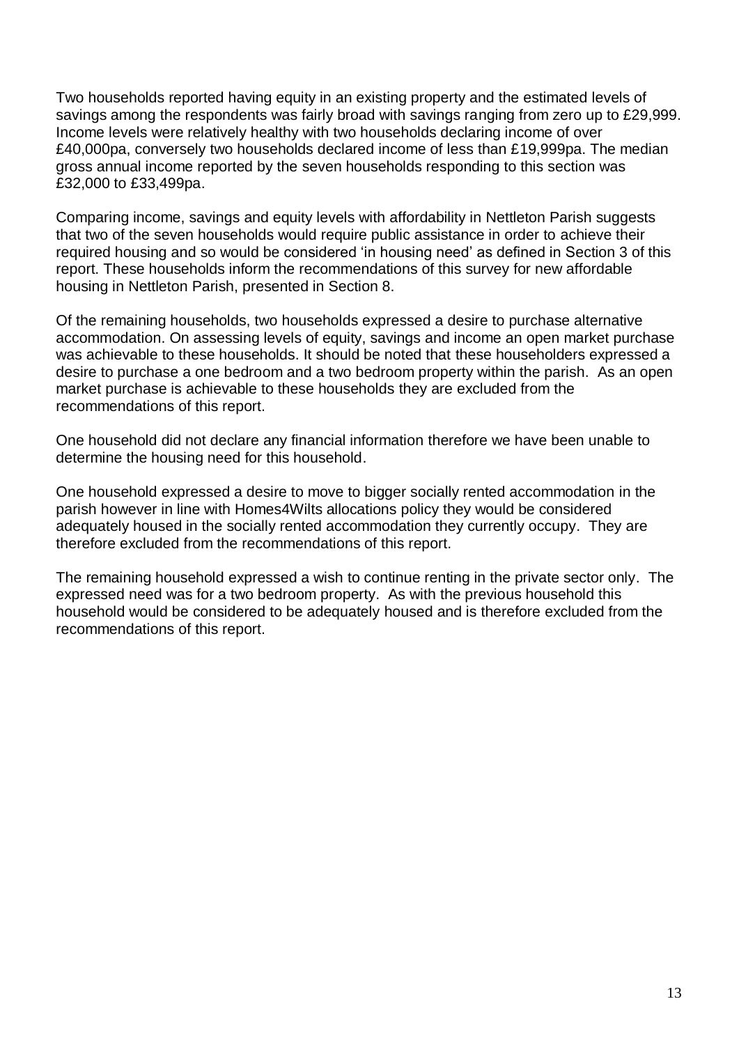Two households reported having equity in an existing property and the estimated levels of savings among the respondents was fairly broad with savings ranging from zero up to £29,999. Income levels were relatively healthy with two households declaring income of over £40,000pa, conversely two households declared income of less than £19,999pa. The median gross annual income reported by the seven households responding to this section was £32,000 to £33,499pa.

Comparing income, savings and equity levels with affordability in Nettleton Parish suggests that two of the seven households would require public assistance in order to achieve their required housing and so would be considered 'in housing need' as defined in Section 3 of this report. These households inform the recommendations of this survey for new affordable housing in Nettleton Parish, presented in Section 8.

Of the remaining households, two households expressed a desire to purchase alternative accommodation. On assessing levels of equity, savings and income an open market purchase was achievable to these households. It should be noted that these householders expressed a desire to purchase a one bedroom and a two bedroom property within the parish. As an open market purchase is achievable to these households they are excluded from the recommendations of this report.

One household did not declare any financial information therefore we have been unable to determine the housing need for this household.

One household expressed a desire to move to bigger socially rented accommodation in the parish however in line with Homes4Wilts allocations policy they would be considered adequately housed in the socially rented accommodation they currently occupy. They are therefore excluded from the recommendations of this report.

The remaining household expressed a wish to continue renting in the private sector only. The expressed need was for a two bedroom property. As with the previous household this household would be considered to be adequately housed and is therefore excluded from the recommendations of this report.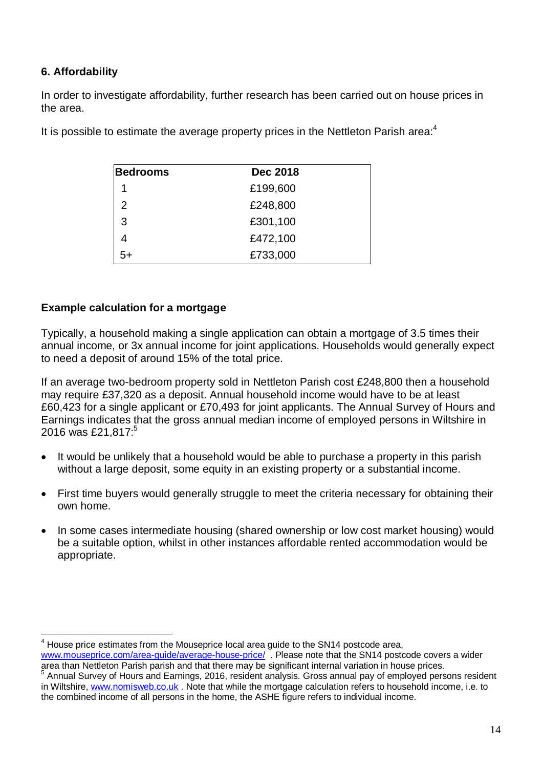## 6. Affordability

In order to investigate affordability, further research has been carried out on house prices in the area.

It is possible to estimate the average property prices in the Nettleton Parish area:[4]

| Bedrooms | Dec 2018 |
|---|---|
| 1 | £199,600 |
| 2 | £248,800 |
| 3 | £301,100 |
| 4 | £472,100 |
| 5+ | £733,000 |

### Example calculation for a mortgage

Typically, a household making a single application can obtain a mortgage of 3.5 times their annual income, or 3x annual income for joint applications. Households would generally expect to need a deposit of around 15% of the total price.

If an average two-bedroom property sold in Nettleton Parish cost £248,800 then a household may require £37,320 as a deposit. Annual household income would have to be at least £60,423 for a single applicant or £70,493 for joint applicants. The Annual Survey of Hours and Earnings indicates that the gross annual median income of employed persons in Wiltshire in 2016 was £21,817:[5]

- It would be unlikely that a household would be able to purchase a property in this parish without a large deposit, some equity in an existing property or a substantial income.
- First time buyers would generally struggle to meet the criteria necessary for obtaining their own home.
- In some cases intermediate housing (shared ownership or low cost market housing) would be a suitable option, whilst in other instances affordable rented accommodation would be appropriate.

---

[4] House price estimates from the Mouseprice local area guide to the SN14 postcode area, www.mouseprice.com/area-guide/average-house-price/ . Please note that the SN14 postcode covers a wider area than Nettleton Parish parish and that there may be significant internal variation in house prices.

[5] Annual Survey of Hours and Earnings, 2016, resident analysis. Gross annual pay of employed persons resident in Wiltshire, www.nomisweb.co.uk . Note that while the mortgage calculation refers to household income, i.e. to the combined income of all persons in the home, the ASHE figure refers to individual income.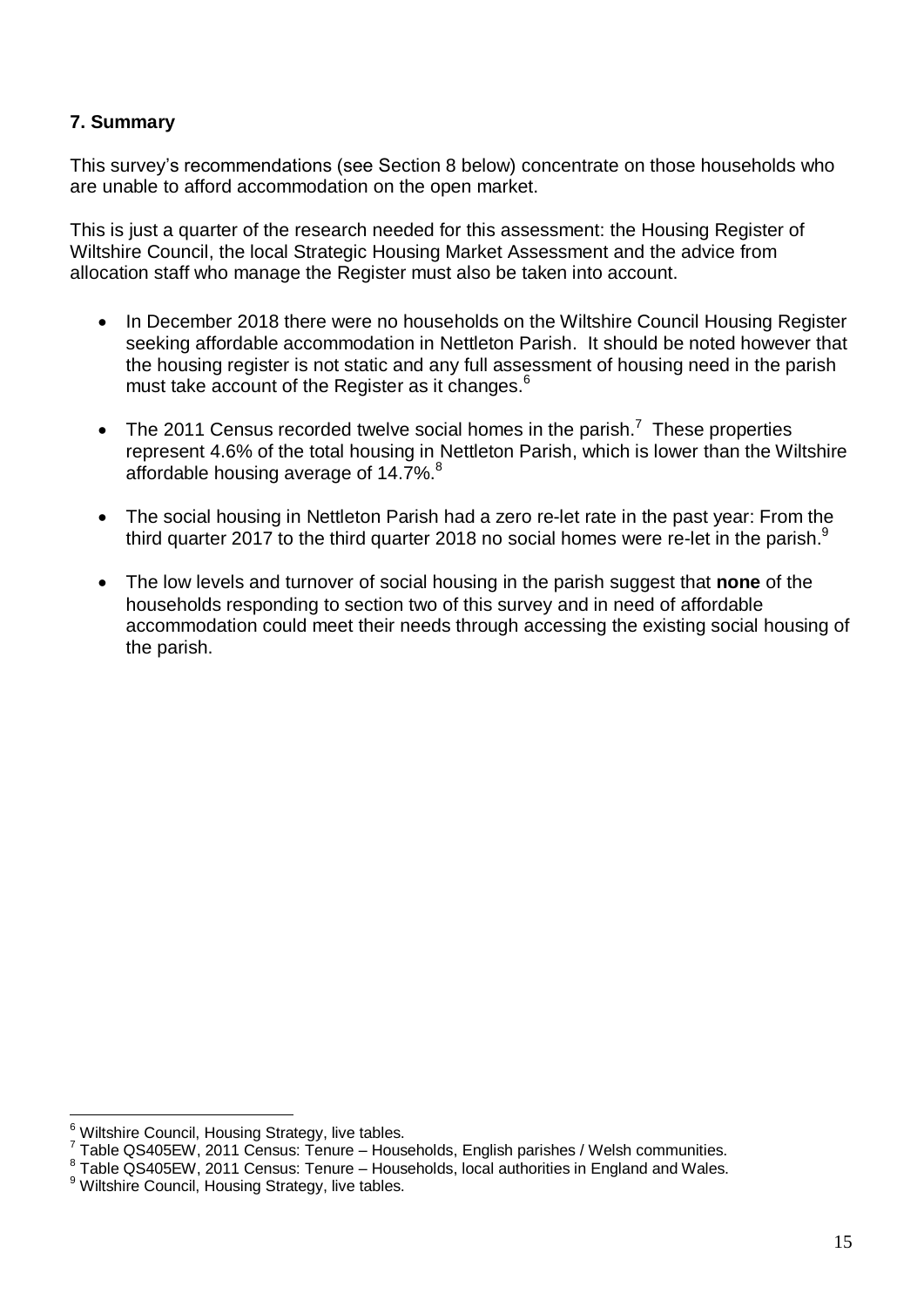## 7. Summary

This survey's recommendations (see Section 8 below) concentrate on those households who are unable to afford accommodation on the open market.

This is just a quarter of the research needed for this assessment: the Housing Register of Wiltshire Council, the local Strategic Housing Market Assessment and the advice from allocation staff who manage the Register must also be taken into account.

- In December 2018 there were no households on the Wiltshire Council Housing Register seeking affordable accommodation in Nettleton Parish. It should be noted however that the housing register is not static and any full assessment of housing need in the parish must take account of the Register as it changes.[6]
- The 2011 Census recorded twelve social homes in the parish.[7] These properties represent 4.6% of the total housing in Nettleton Parish, which is lower than the Wiltshire affordable housing average of 14.7%.[8]
- The social housing in Nettleton Parish had a zero re-let rate in the past year: From the third quarter 2017 to the third quarter 2018 no social homes were re-let in the parish.[9]
- The low levels and turnover of social housing in the parish suggest that **none** of the households responding to section two of this survey and in need of affordable accommodation could meet their needs through accessing the existing social housing of the parish.

---

[6] Wiltshire Council, Housing Strategy, live tables.

[7] Table QS405EW, 2011 Census: Tenure – Households, English parishes / Welsh communities.

[8] Table QS405EW, 2011 Census: Tenure – Households, local authorities in England and Wales.

[9] Wiltshire Council, Housing Strategy, live tables.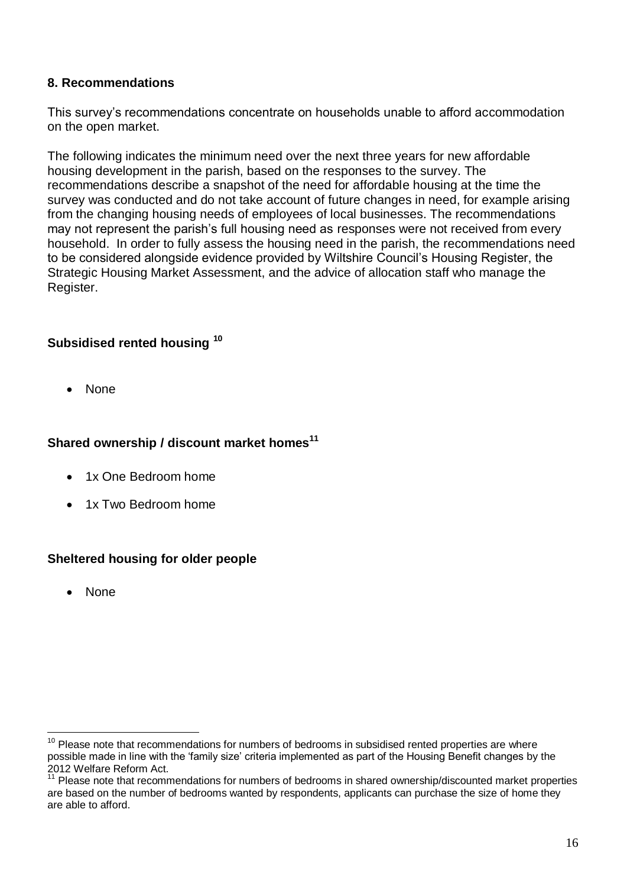## 8. Recommendations

This survey's recommendations concentrate on households unable to afford accommodation on the open market.

The following indicates the minimum need over the next three years for new affordable housing development in the parish, based on the responses to the survey. The recommendations describe a snapshot of the need for affordable housing at the time the survey was conducted and do not take account of future changes in need, for example arising from the changing housing needs of employees of local businesses. The recommendations may not represent the parish's full housing need as responses were not received from every household. In order to fully assess the housing need in the parish, the recommendations need to be considered alongside evidence provided by Wiltshire Council's Housing Register, the Strategic Housing Market Assessment, and the advice of allocation staff who manage the Register.

### Subsidised rented housing [10]

- None

### Shared ownership / discount market homes[11]

- 1x One Bedroom home
- 1x Two Bedroom home

### Sheltered housing for older people

- None

---

[10] Please note that recommendations for numbers of bedrooms in subsidised rented properties are where possible made in line with the 'family size' criteria implemented as part of the Housing Benefit changes by the 2012 Welfare Reform Act.

[11] Please note that recommendations for numbers of bedrooms in shared ownership/discounted market properties are based on the number of bedrooms wanted by respondents, applicants can purchase the size of home they are able to afford.